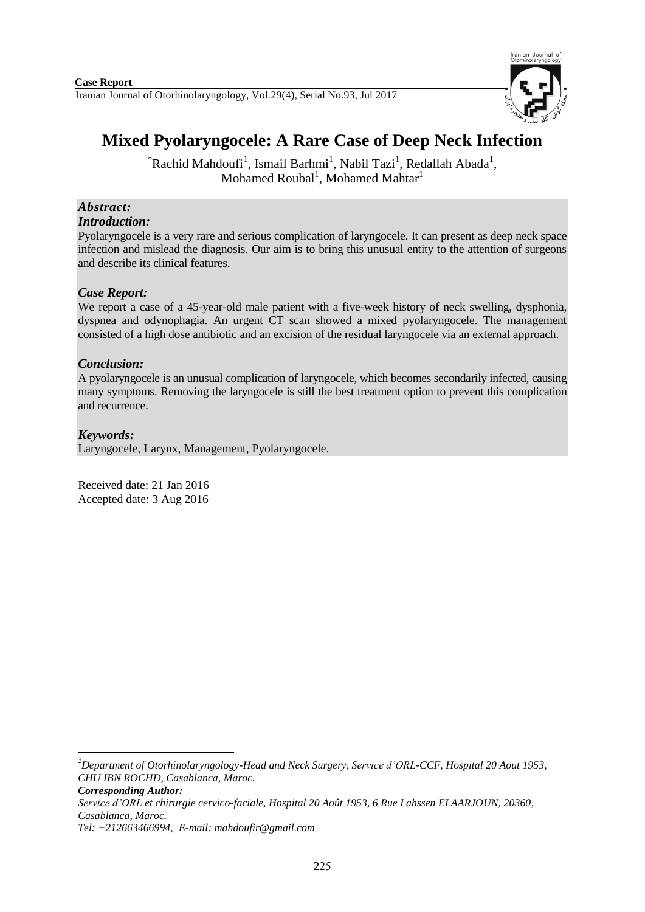**Case Report**

# Mixed Pyolaryngocele: A Rare Case of Deep Neck Infection

*Rachid Mahdoufi[1], Ismail Barhmi[1], Nabil Tazi[1], Redallah Abada[1], Mohamed Roubal[1], Mohamed Mahtar[1]

## *Abstract:*

### *Introduction:*

Pyolaryngocele is a very rare and serious complication of laryngocele. It can present as deep neck space infection and mislead the diagnosis. Our aim is to bring this unusual entity to the attention of surgeons and describe its clinical features.

### *Case Report:*

We report a case of a 45-year-old male patient with a five-week history of neck swelling, dysphonia, dyspnea and odynophagia. An urgent CT scan showed a mixed pyolaryngocele. The management consisted of a high dose antibiotic and an excision of the residual laryngocele via an external approach.

### *Conclusion:*

A pyolaryngocele is an unusual complication of laryngocele, which becomes secondarily infected, causing many symptoms. Removing the laryngocele is still the best treatment option to prevent this complication and recurrence.

### *Keywords:*

Laryngocele, Larynx, Management, Pyolaryngocele.

Received date: 21 Jan 2016
Accepted date: 3 Aug 2016

---

[1]*Department of Otorhinolaryngology-Head and Neck Surgery, Service d'ORL-CCF, Hospital 20 Aout 1953, CHU IBN ROCHD, Casablanca, Maroc.*

***Corresponding Author:***

*Service d'ORL et chirurgie cervico-faciale, Hospital 20 Août 1953, 6 Rue Lahssen ELAARJOUN, 20360, Casablanca, Maroc.*

*Tel: +212663466994, E-mail: mahdoufir@gmail.com*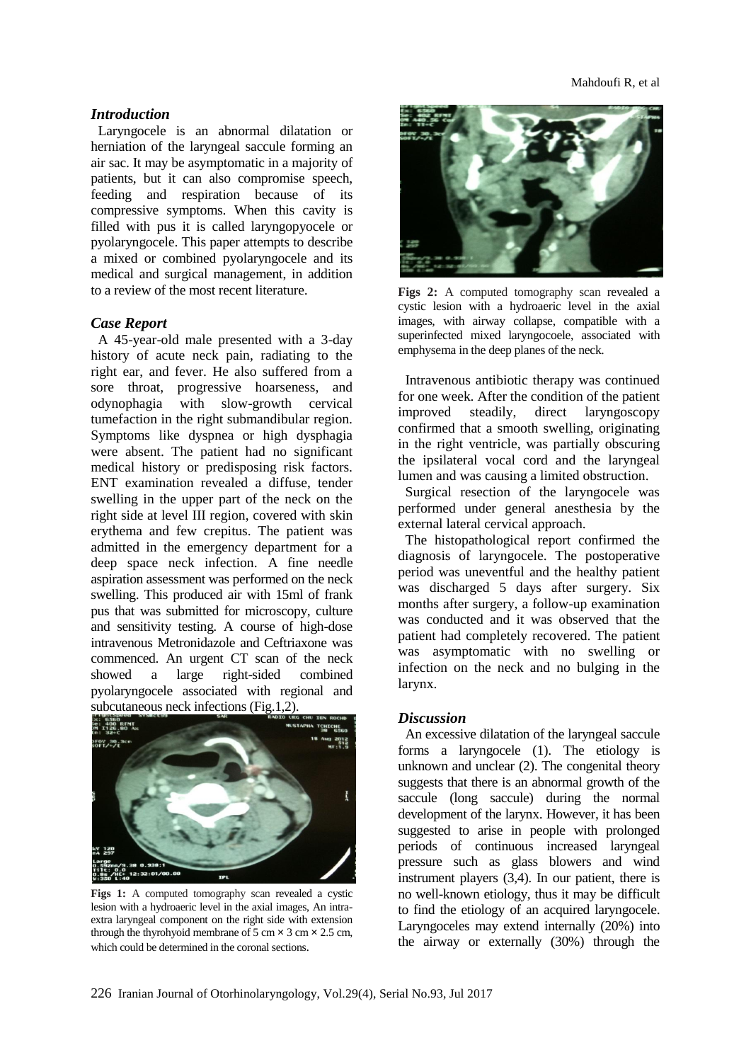## *Introduction*

Laryngocele is an abnormal dilatation or herniation of the laryngeal saccule forming an air sac. It may be asymptomatic in a majority of patients, but it can also compromise speech, feeding and respiration because of its compressive symptoms. When this cavity is filled with pus it is called laryngopyocele or pyolaryngocele. This paper attempts to describe a mixed or combined pyolaryngocele and its medical and surgical management, in addition to a review of the most recent literature.

## *Case Report*

A 45-year-old male presented with a 3-day history of acute neck pain, radiating to the right ear, and fever. He also suffered from a sore throat, progressive hoarseness, and odynophagia with slow-growth cervical tumefaction in the right submandibular region. Symptoms like dyspnea or high dysphagia were absent. The patient had no significant medical history or predisposing risk factors. ENT examination revealed a diffuse, tender swelling in the upper part of the neck on the right side at level III region, covered with skin erythema and few crepitus. The patient was admitted in the emergency department for a deep space neck infection. A fine needle aspiration assessment was performed on the neck swelling. This produced air with 15ml of frank pus that was submitted for microscopy, culture and sensitivity testing. A course of high-dose intravenous Metronidazole and Ceftriaxone was commenced. An urgent CT scan of the neck showed a large right-sided combined pyolaryngocele associated with regional and subcutaneous neck infections (Fig.1,2).

**Figs 1:** A computed tomography scan revealed a cystic lesion with a hydroaeric level in the axial images, An intra-extra laryngeal component on the right side with extension through the thyrohyoid membrane of 5 cm × 3 cm × 2.5 cm, which could be determined in the coronal sections.

**Figs 2:** A computed tomography scan revealed a cystic lesion with a hydroaeric level in the axial images, with airway collapse, compatible with a superinfected mixed laryngocoele, associated with emphysema in the deep planes of the neck.

Intravenous antibiotic therapy was continued for one week. After the condition of the patient improved steadily, direct laryngoscopy confirmed that a smooth swelling, originating in the right ventricle, was partially obscuring the ipsilateral vocal cord and the laryngeal lumen and was causing a limited obstruction.

Surgical resection of the laryngocele was performed under general anesthesia by the external lateral cervical approach.

The histopathological report confirmed the diagnosis of laryngocele. The postoperative period was uneventful and the healthy patient was discharged 5 days after surgery. Six months after surgery, a follow-up examination was conducted and it was observed that the patient had completely recovered. The patient was asymptomatic with no swelling or infection on the neck and no bulging in the larynx.

## *Discussion*

An excessive dilatation of the laryngeal saccule forms a laryngocele (1). The etiology is unknown and unclear (2). The congenital theory suggests that there is an abnormal growth of the saccule (long saccule) during the normal development of the larynx. However, it has been suggested to arise in people with prolonged periods of continuous increased laryngeal pressure such as glass blowers and wind instrument players (3,4). In our patient, there is no well-known etiology, thus it may be difficult to find the etiology of an acquired laryngocele. Laryngoceles may extend internally (20%) into the airway or externally (30%) through the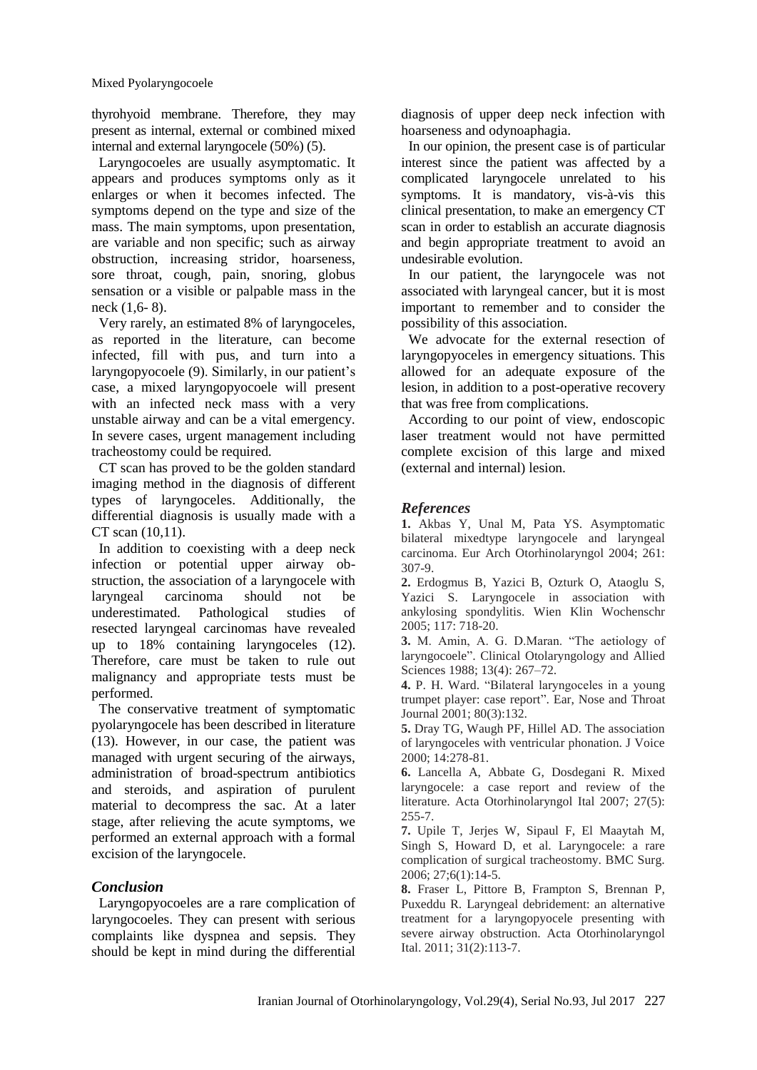thyrohyoid membrane. Therefore, they may present as internal, external or combined mixed internal and external laryngocele (50%) (5).

Laryngocoeles are usually asymptomatic. It appears and produces symptoms only as it enlarges or when it becomes infected. The symptoms depend on the type and size of the mass. The main symptoms, upon presentation, are variable and non specific; such as airway obstruction, increasing stridor, hoarseness, sore throat, cough, pain, snoring, globus sensation or a visible or palpable mass in the neck (1,6- 8).

Very rarely, an estimated 8% of laryngoceles, as reported in the literature, can become infected, fill with pus, and turn into a laryngopyocoele (9). Similarly, in our patient's case, a mixed laryngopyocoele will present with an infected neck mass with a very unstable airway and can be a vital emergency. In severe cases, urgent management including tracheostomy could be required.

CT scan has proved to be the golden standard imaging method in the diagnosis of different types of laryngoceles. Additionally, the differential diagnosis is usually made with a CT scan (10,11).

In addition to coexisting with a deep neck infection or potential upper airway obstruction, the association of a laryngocele with laryngeal carcinoma should not be underestimated. Pathological studies of resected laryngeal carcinomas have revealed up to 18% containing laryngoceles (12). Therefore, care must be taken to rule out malignancy and appropriate tests must be performed.

The conservative treatment of symptomatic pyolaryngocele has been described in literature (13). However, in our case, the patient was managed with urgent securing of the airways, administration of broad-spectrum antibiotics and steroids, and aspiration of purulent material to decompress the sac. At a later stage, after relieving the acute symptoms, we performed an external approach with a formal excision of the laryngocele.

## *Conclusion*

Laryngopyocoeles are a rare complication of laryngocoeles. They can present with serious complaints like dyspnea and sepsis. They should be kept in mind during the differential diagnosis of upper deep neck infection with hoarseness and odynoaphagia.

In our opinion, the present case is of particular interest since the patient was affected by a complicated laryngocele unrelated to his symptoms. It is mandatory, vis-à-vis this clinical presentation, to make an emergency CT scan in order to establish an accurate diagnosis and begin appropriate treatment to avoid an undesirable evolution.

In our patient, the laryngocele was not associated with laryngeal cancer, but it is most important to remember and to consider the possibility of this association.

We advocate for the external resection of laryngopyoceles in emergency situations. This allowed for an adequate exposure of the lesion, in addition to a post-operative recovery that was free from complications.

According to our point of view, endoscopic laser treatment would not have permitted complete excision of this large and mixed (external and internal) lesion.

## *References*

**1.** Akbas Y, Unal M, Pata YS. Asymptomatic bilateral mixedtype laryngocele and laryngeal carcinoma. Eur Arch Otorhinolaryngol 2004; 261: 307-9.

**2.** Erdogmus B, Yazici B, Ozturk O, Ataoglu S, Yazici S. Laryngocele in association with ankylosing spondylitis. Wien Klin Wochenschr 2005; 117: 718-20.

**3.** M. Amin, A. G. D.Maran. "The aetiology of laryngocoele". Clinical Otolaryngology and Allied Sciences 1988; 13(4): 267–72.

**4.** P. H. Ward. "Bilateral laryngoceles in a young trumpet player: case report". Ear, Nose and Throat Journal 2001; 80(3):132.

**5.** Dray TG, Waugh PF, Hillel AD. The association of laryngoceles with ventricular phonation. J Voice 2000; 14:278-81.

**6.** Lancella A, Abbate G, Dosdegani R. Mixed laryngocele: a case report and review of the literature. Acta Otorhinolaryngol Ital 2007; 27(5): 255-7.

**7.** Upile T, Jerjes W, Sipaul F, El Maaytah M, Singh S, Howard D, et al. Laryngocele: a rare complication of surgical tracheostomy. BMC Surg. 2006; 27;6(1):14-5.

**8.** Fraser L, Pittore B, Frampton S, Brennan P, Puxeddu R. Laryngeal debridement: an alternative treatment for a laryngopyocele presenting with severe airway obstruction. Acta Otorhinolaryngol Ital. 2011; 31(2):113-7.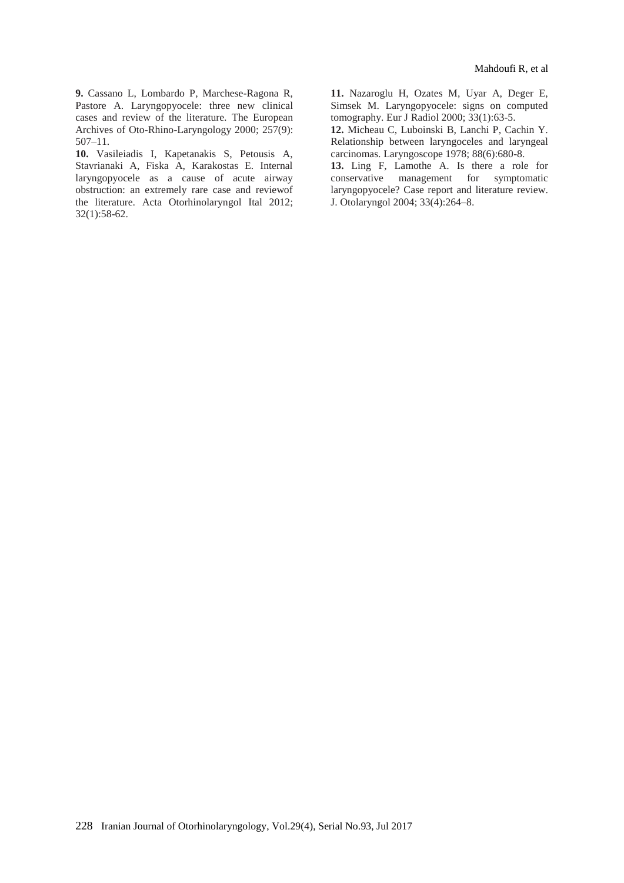**9.** Cassano L, Lombardo P, Marchese-Ragona R, Pastore A. Laryngopyocele: three new clinical cases and review of the literature. The European Archives of Oto-Rhino-Laryngology 2000; 257(9): 507–11.

**10.** Vasileiadis I, Kapetanakis S, Petousis A, Stavrianaki A, Fiska A, Karakostas E. Internal laryngopyocele as a cause of acute airway obstruction: an extremely rare case and reviewof the literature. Acta Otorhinolaryngol Ital 2012; 32(1):58-62.

**11.** Nazaroglu H, Ozates M, Uyar A, Deger E, Simsek M. Laryngopyocele: signs on computed tomography. Eur J Radiol 2000; 33(1):63-5.

**12.** Micheau C, Luboinski B, Lanchi P, Cachin Y. Relationship between laryngoceles and laryngeal carcinomas. Laryngoscope 1978; 88(6):680-8.

**13.** Ling F, Lamothe A. Is there a role for conservative management for symptomatic laryngopyocele? Case report and literature review. J. Otolaryngol 2004; 33(4):264–8.